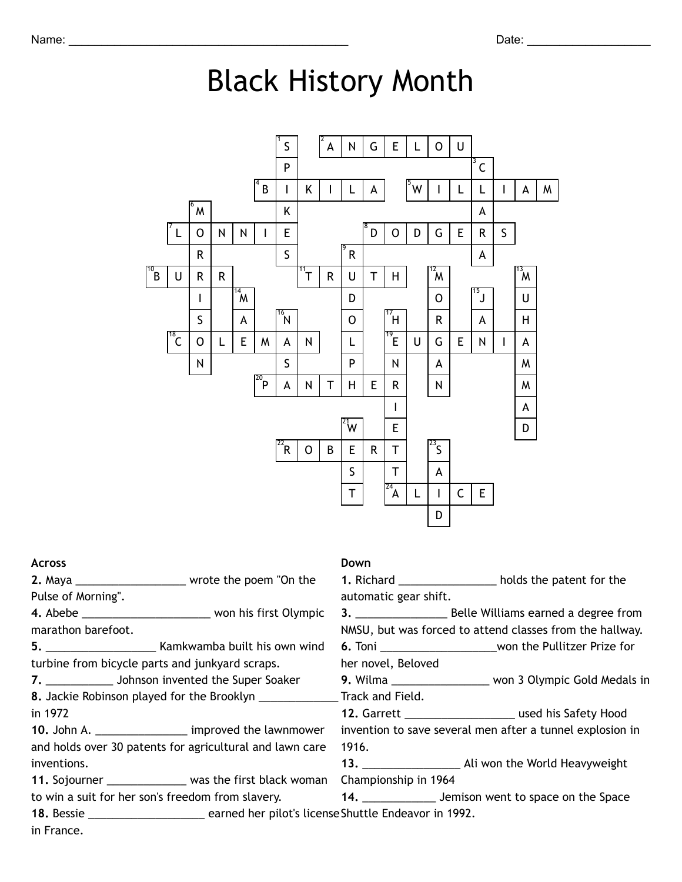Name: ____________________________________________ Date: ___________________

# Black History Month

## Across

**2.** Maya __________________ wrote the poem "On the Pulse of Morning".

**4.** Abebe ____________________ won his first Olympic marathon barefoot.

**5.** __________________ Kamkwamba built his own wind turbine from bicycle parts and junkyard scraps.

**7.** ___________ Johnson invented the Super Soaker

**8.** Jackie Robinson played for the Brooklyn _____________ in 1972

**10.** John A. _______________ improved the lawnmower and holds over 30 patents for agricultural and lawn care inventions.

**11.** Sojourner _____________ was the first black woman to win a suit for her son's freedom from slavery.

**18.** Bessie ___________________ earned her pilot's license in France.

## Down

**1.** Richard ________________ holds the patent for the automatic gear shift.

**3.** _______________ Belle Williams earned a degree from NMSU, but was forced to attend classes from the hallway.

**6.** Toni ___________________won the Pullitzer Prize for her novel, Beloved

**9.** Wilma ________________ won 3 Olympic Gold Medals in Track and Field.

**12.** Garrett __________________ used his Safety Hood invention to save several men after a tunnel explosion in 1916.

**13.** ________________ Ali won the World Heavyweight Championship in 1964

**14.** ____________ Jemison went to space on the Space Shuttle Endeavor in 1992.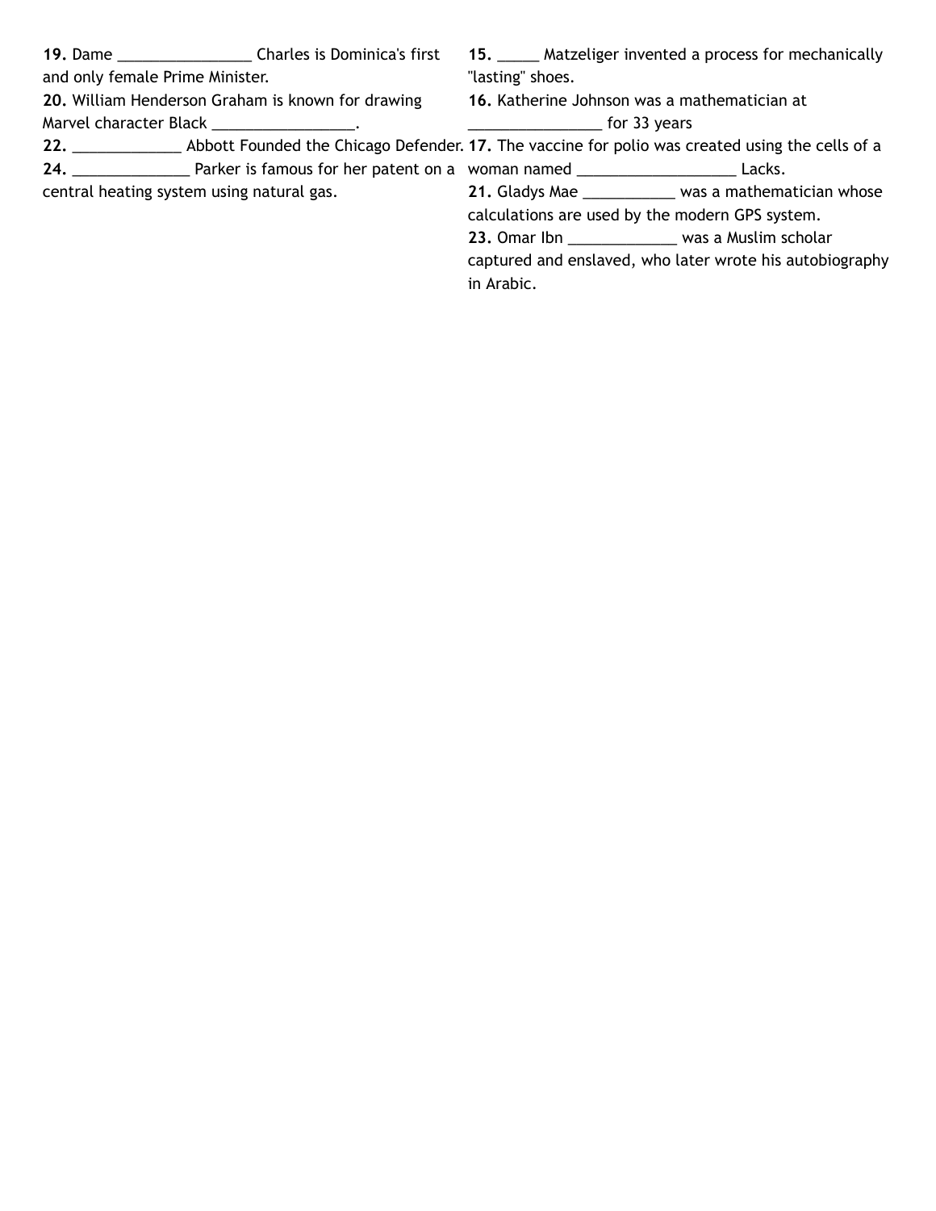**19.** Dame ________________ Charles is Dominica's first and only female Prime Minister.

**20.** William Henderson Graham is known for drawing Marvel character Black _________________.

**22.** _____________ Abbott Founded the Chicago Defender.

**24.** ______________ Parker is famous for her patent on a central heating system using natural gas.

**15.** _____ Matzeliger invented a process for mechanically "lasting" shoes.

**16.** Katherine Johnson was a mathematician at ________________ for 33 years

**17.** The vaccine for polio was created using the cells of a woman named ___________________ Lacks.

**21.** Gladys Mae ___________ was a mathematician whose calculations are used by the modern GPS system.

**23.** Omar Ibn _____________ was a Muslim scholar captured and enslaved, who later wrote his autobiography in Arabic.